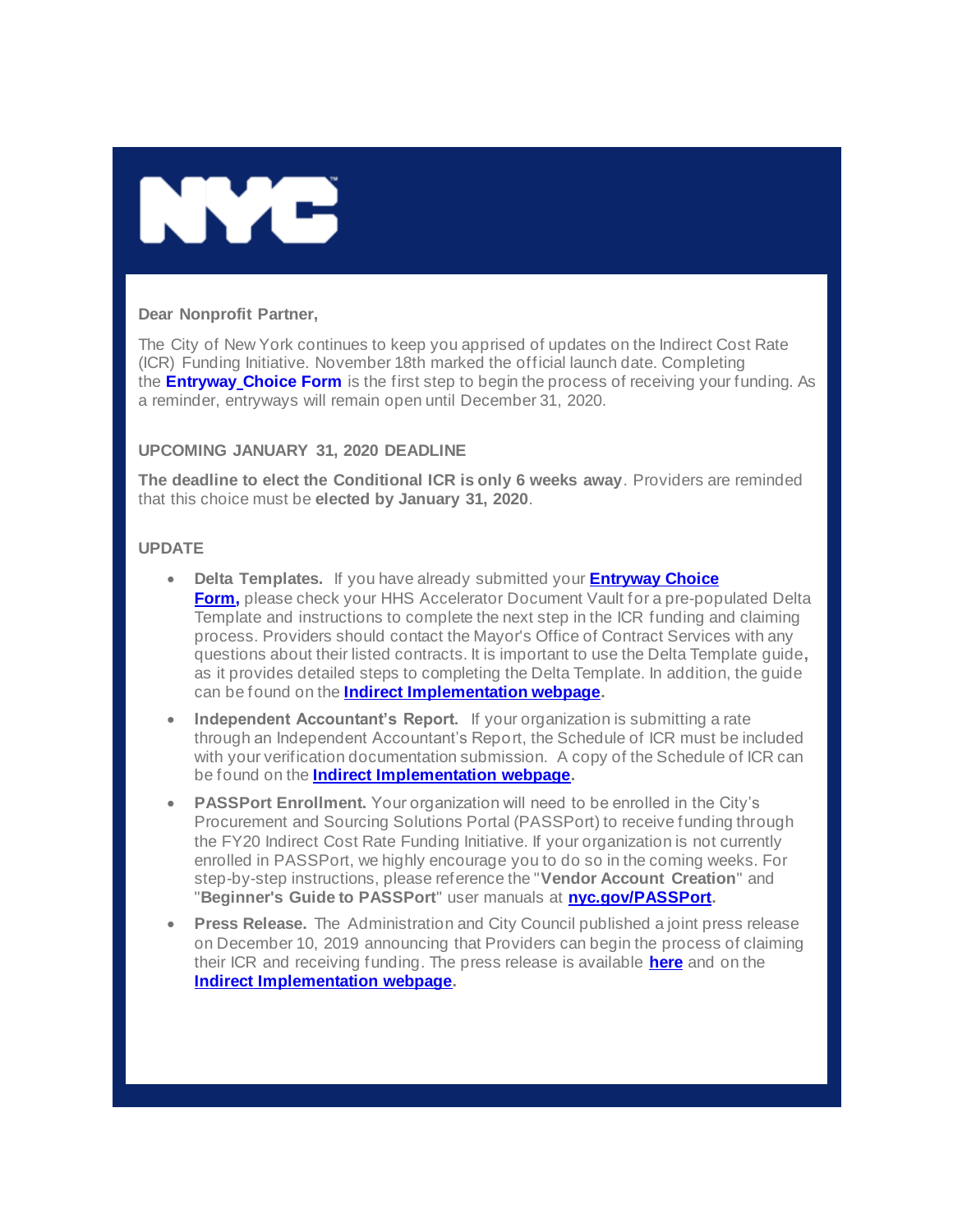**Dear Nonprofit Partner,**

The City of New York continues to keep you apprised of updates on the Indirect Cost Rate (ICR) Funding Initiative. November 18th marked the official launch date. Completing the **Entryway_Choice Form** is the first step to begin the process of receiving your funding. As a reminder, entryways will remain open until December 31, 2020.

**UPCOMING JANUARY 31, 2020 DEADLINE**

**The deadline to elect the Conditional ICR is only 6 weeks away**. Providers are reminded that this choice must be **elected by January 31, 2020**.

**UPDATE**

- **Delta Templates.** If you have already submitted your **Entryway Choice Form,** please check your HHS Accelerator Document Vault for a pre-populated Delta Template and instructions to complete the next step in the ICR funding and claiming process. Providers should contact the Mayor's Office of Contract Services with any questions about their listed contracts. It is important to use the Delta Template guide**,** as it provides detailed steps to completing the Delta Template. In addition, the guide can be found on the **Indirect Implementation webpage**.
- **Independent Accountant's Report.** If your organization is submitting a rate through an Independent Accountant's Report, the Schedule of ICR must be included with your verification documentation submission. A copy of the Schedule of ICR can be found on the **Indirect Implementation webpage**.
- **PASSPort Enrollment.** Your organization will need to be enrolled in the City's Procurement and Sourcing Solutions Portal (PASSPort) to receive funding through the FY20 Indirect Cost Rate Funding Initiative. If your organization is not currently enrolled in PASSPort, we highly encourage you to do so in the coming weeks. For step-by-step instructions, please reference the "**Vendor Account Creation**" and "**Beginner's Guide to PASSPort**" user manuals at **nyc.gov/PASSPort**.
- **Press Release.** The Administration and City Council published a joint press release on December 10, 2019 announcing that Providers can begin the process of claiming their ICR and receiving funding. The press release is available **here** and on the **Indirect Implementation webpage**.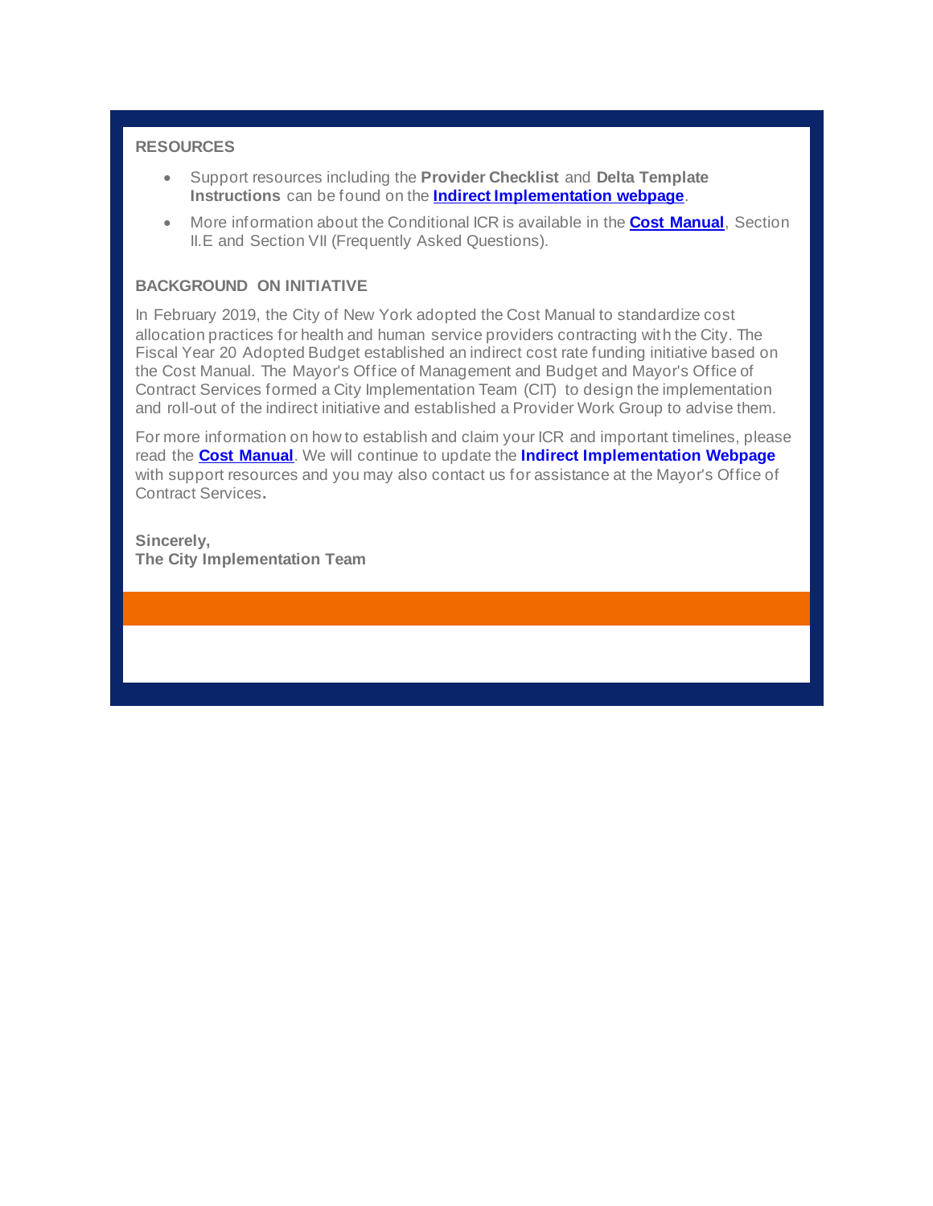**RESOURCES**

- Support resources including the **Provider Checklist** and **Delta Template Instructions** can be found on the **Indirect Implementation webpage**.
- More information about the Conditional ICR is available in the **Cost Manual**, Section II.E and Section VII (Frequently Asked Questions).

**BACKGROUND ON INITIATIVE**

In February 2019, the City of New York adopted the Cost Manual to standardize cost allocation practices for health and human service providers contracting with the City. The Fiscal Year 20 Adopted Budget established an indirect cost rate funding initiative based on the Cost Manual. The Mayor's Office of Management and Budget and Mayor's Office of Contract Services formed a City Implementation Team (CIT) to design the implementation and roll-out of the indirect initiative and established a Provider Work Group to advise them.

For more information on how to establish and claim your ICR and important timelines, please read the **Cost Manual**. We will continue to update the **Indirect Implementation Webpage** with support resources and you may also contact us for assistance at the Mayor's Office of Contract Services.

**Sincerely,**
**The City Implementation Team**